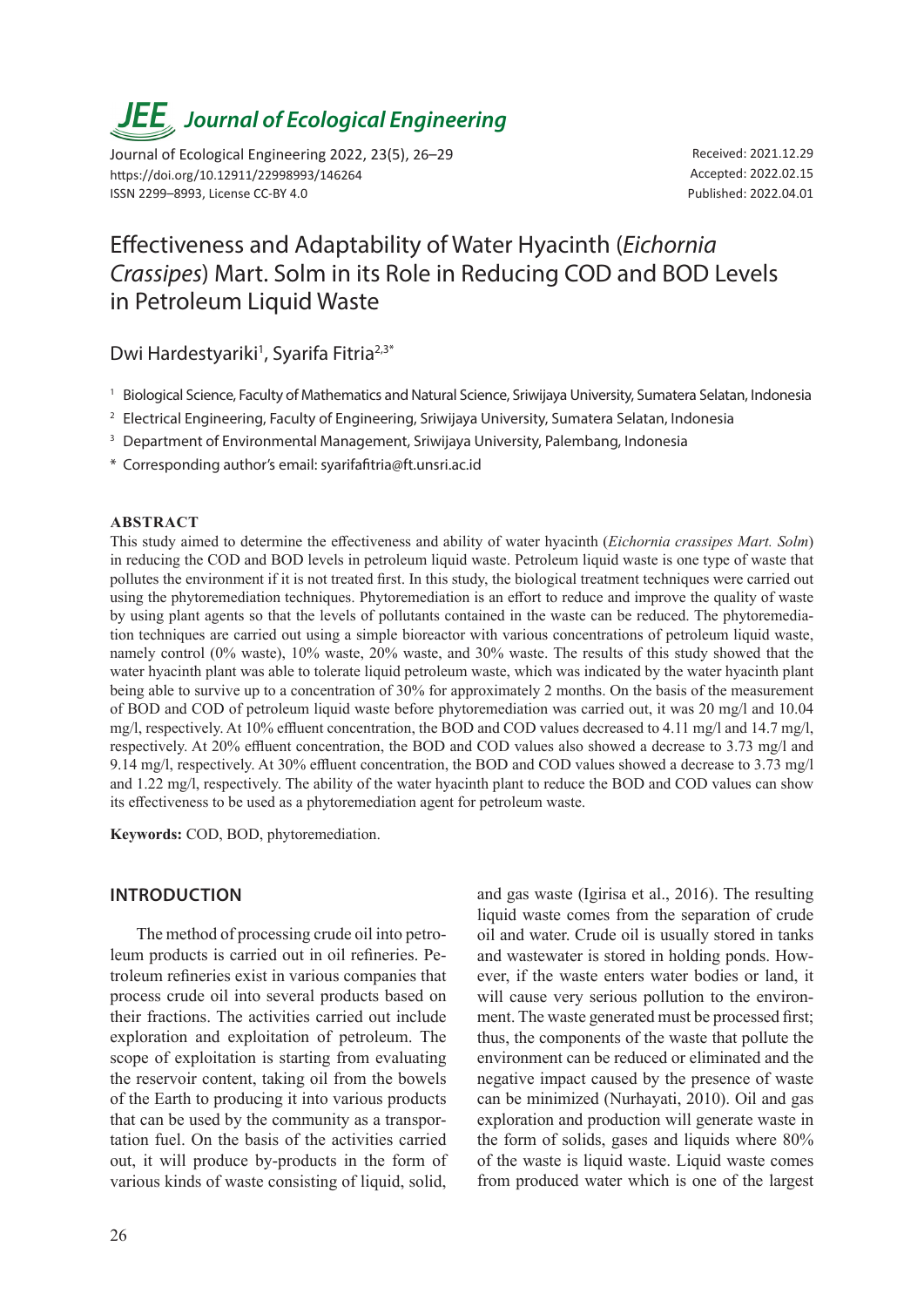# Effectiveness and Adaptability of Water Hyacinth (*Eichornia Crassipes*) Mart. Solm in its Role in Reducing COD and BOD Levels in Petroleum Liquid Waste

Dwi Hardestyariki[1], Syarifa Fitria[2,3*]

[1] Biological Science, Faculty of Mathematics and Natural Science, Sriwijaya University, Sumatera Selatan, Indonesia

[2] Electrical Engineering, Faculty of Engineering, Sriwijaya University, Sumatera Selatan, Indonesia

[3] Department of Environmental Management, Sriwijaya University, Palembang, Indonesia

\* Corresponding author's email: syarifafitria@ft.unsri.ac.id

Received: 2021.12.29
Accepted: 2022.02.15
Published: 2022.04.01

## ABSTRACT

This study aimed to determine the effectiveness and ability of water hyacinth (*Eichornia crassipes Mart. Solm*) in reducing the COD and BOD levels in petroleum liquid waste. Petroleum liquid waste is one type of waste that pollutes the environment if it is not treated first. In this study, the biological treatment techniques were carried out using the phytoremediation techniques. Phytoremediation is an effort to reduce and improve the quality of waste by using plant agents so that the levels of pollutants contained in the waste can be reduced. The phytoremediation techniques are carried out using a simple bioreactor with various concentrations of petroleum liquid waste, namely control (0% waste), 10% waste, 20% waste, and 30% waste. The results of this study showed that the water hyacinth plant was able to tolerate liquid petroleum waste, which was indicated by the water hyacinth plant being able to survive up to a concentration of 30% for approximately 2 months. On the basis of the measurement of BOD and COD of petroleum liquid waste before phytoremediation was carried out, it was 20 mg/l and 10.04 mg/l, respectively. At 10% effluent concentration, the BOD and COD values decreased to 4.11 mg/l and 14.7 mg/l, respectively. At 20% effluent concentration, the BOD and COD values also showed a decrease to 3.73 mg/l and 9.14 mg/l, respectively. At 30% effluent concentration, the BOD and COD values showed a decrease to 3.73 mg/l and 1.22 mg/l, respectively. The ability of the water hyacinth plant to reduce the BOD and COD values can show its effectiveness to be used as a phytoremediation agent for petroleum waste.

**Keywords:** COD, BOD, phytoremediation.

## INTRODUCTION

The method of processing crude oil into petroleum products is carried out in oil refineries. Petroleum refineries exist in various companies that process crude oil into several products based on their fractions. The activities carried out include exploration and exploitation of petroleum. The scope of exploitation is starting from evaluating the reservoir content, taking oil from the bowels of the Earth to producing it into various products that can be used by the community as a transportation fuel. On the basis of the activities carried out, it will produce by-products in the form of various kinds of waste consisting of liquid, solid, and gas waste (Igirisa et al., 2016). The resulting liquid waste comes from the separation of crude oil and water. Crude oil is usually stored in tanks and wastewater is stored in holding ponds. However, if the waste enters water bodies or land, it will cause very serious pollution to the environment. The waste generated must be processed first; thus, the components of the waste that pollute the environment can be reduced or eliminated and the negative impact caused by the presence of waste can be minimized (Nurhayati, 2010). Oil and gas exploration and production will generate waste in the form of solids, gases and liquids where 80% of the waste is liquid waste. Liquid waste comes from produced water which is one of the largest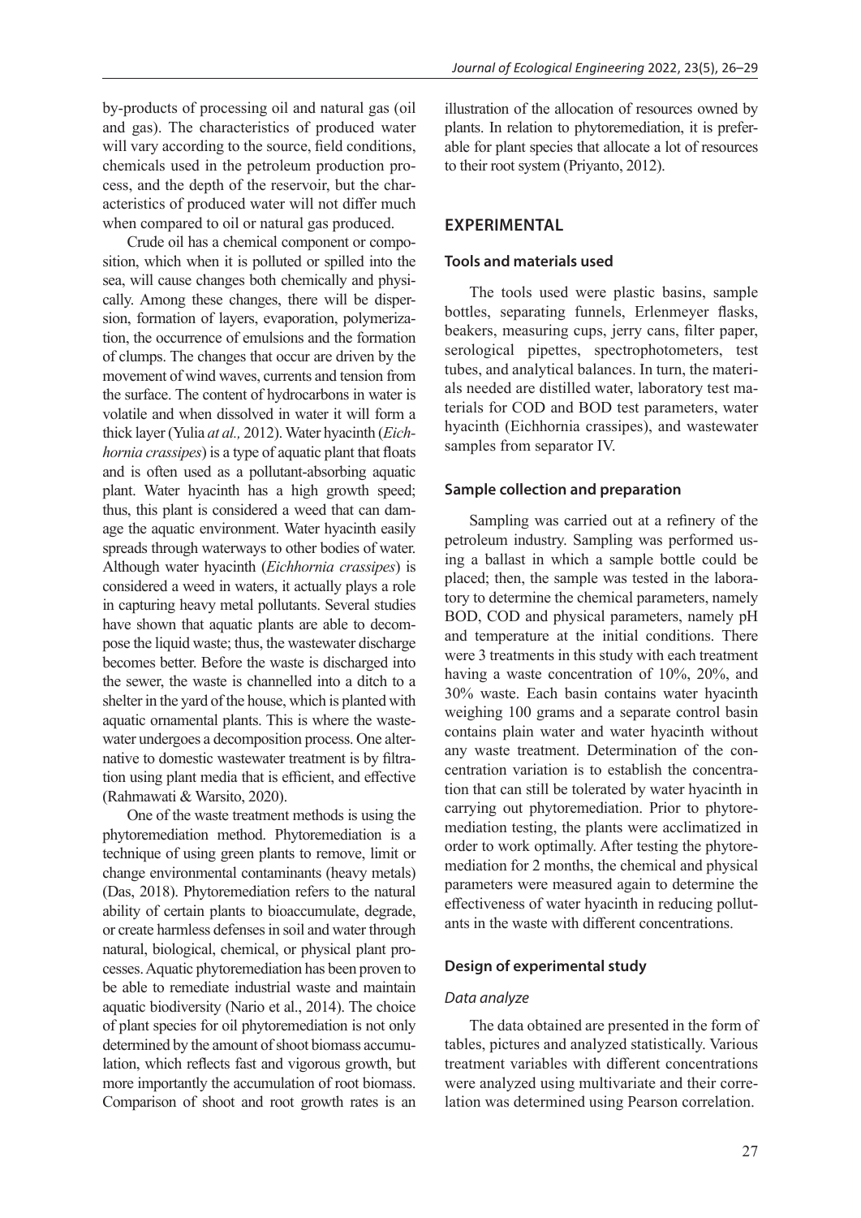by-products of processing oil and natural gas (oil and gas). The characteristics of produced water will vary according to the source, field conditions, chemicals used in the petroleum production process, and the depth of the reservoir, but the characteristics of produced water will not differ much when compared to oil or natural gas produced.

Crude oil has a chemical component or composition, which when it is polluted or spilled into the sea, will cause changes both chemically and physically. Among these changes, there will be dispersion, formation of layers, evaporation, polymerization, the occurrence of emulsions and the formation of clumps. The changes that occur are driven by the movement of wind waves, currents and tension from the surface. The content of hydrocarbons in water is volatile and when dissolved in water it will form a thick layer (Yulia *at al.,* 2012). Water hyacinth (*Eichhornia crassipes*) is a type of aquatic plant that floats and is often used as a pollutant-absorbing aquatic plant. Water hyacinth has a high growth speed; thus, this plant is considered a weed that can damage the aquatic environment. Water hyacinth easily spreads through waterways to other bodies of water. Although water hyacinth (*Eichhornia crassipes*) is considered a weed in waters, it actually plays a role in capturing heavy metal pollutants. Several studies have shown that aquatic plants are able to decompose the liquid waste; thus, the wastewater discharge becomes better. Before the waste is discharged into the sewer, the waste is channelled into a ditch to a shelter in the yard of the house, which is planted with aquatic ornamental plants. This is where the wastewater undergoes a decomposition process. One alternative to domestic wastewater treatment is by filtration using plant media that is efficient, and effective (Rahmawati & Warsito, 2020).

One of the waste treatment methods is using the phytoremediation method. Phytoremediation is a technique of using green plants to remove, limit or change environmental contaminants (heavy metals) (Das, 2018). Phytoremediation refers to the natural ability of certain plants to bioaccumulate, degrade, or create harmless defenses in soil and water through natural, biological, chemical, or physical plant processes. Aquatic phytoremediation has been proven to be able to remediate industrial waste and maintain aquatic biodiversity (Nario et al., 2014). The choice of plant species for oil phytoremediation is not only determined by the amount of shoot biomass accumulation, which reflects fast and vigorous growth, but more importantly the accumulation of root biomass. Comparison of shoot and root growth rates is an illustration of the allocation of resources owned by plants. In relation to phytoremediation, it is preferable for plant species that allocate a lot of resources to their root system (Priyanto, 2012).

## EXPERIMENTAL

### Tools and materials used

The tools used were plastic basins, sample bottles, separating funnels, Erlenmeyer flasks, beakers, measuring cups, jerry cans, filter paper, serological pipettes, spectrophotometers, test tubes, and analytical balances. In turn, the materials needed are distilled water, laboratory test materials for COD and BOD test parameters, water hyacinth (Eichhornia crassipes), and wastewater samples from separator IV.

### Sample collection and preparation

Sampling was carried out at a refinery of the petroleum industry. Sampling was performed using a ballast in which a sample bottle could be placed; then, the sample was tested in the laboratory to determine the chemical parameters, namely BOD, COD and physical parameters, namely pH and temperature at the initial conditions. There were 3 treatments in this study with each treatment having a waste concentration of 10%, 20%, and 30% waste. Each basin contains water hyacinth weighing 100 grams and a separate control basin contains plain water and water hyacinth without any waste treatment. Determination of the concentration variation is to establish the concentration that can still be tolerated by water hyacinth in carrying out phytoremediation. Prior to phytoremediation testing, the plants were acclimatized in order to work optimally. After testing the phytoremediation for 2 months, the chemical and physical parameters were measured again to determine the effectiveness of water hyacinth in reducing pollutants in the waste with different concentrations.

### Design of experimental study

#### *Data analyze*

The data obtained are presented in the form of tables, pictures and analyzed statistically. Various treatment variables with different concentrations were analyzed using multivariate and their correlation was determined using Pearson correlation.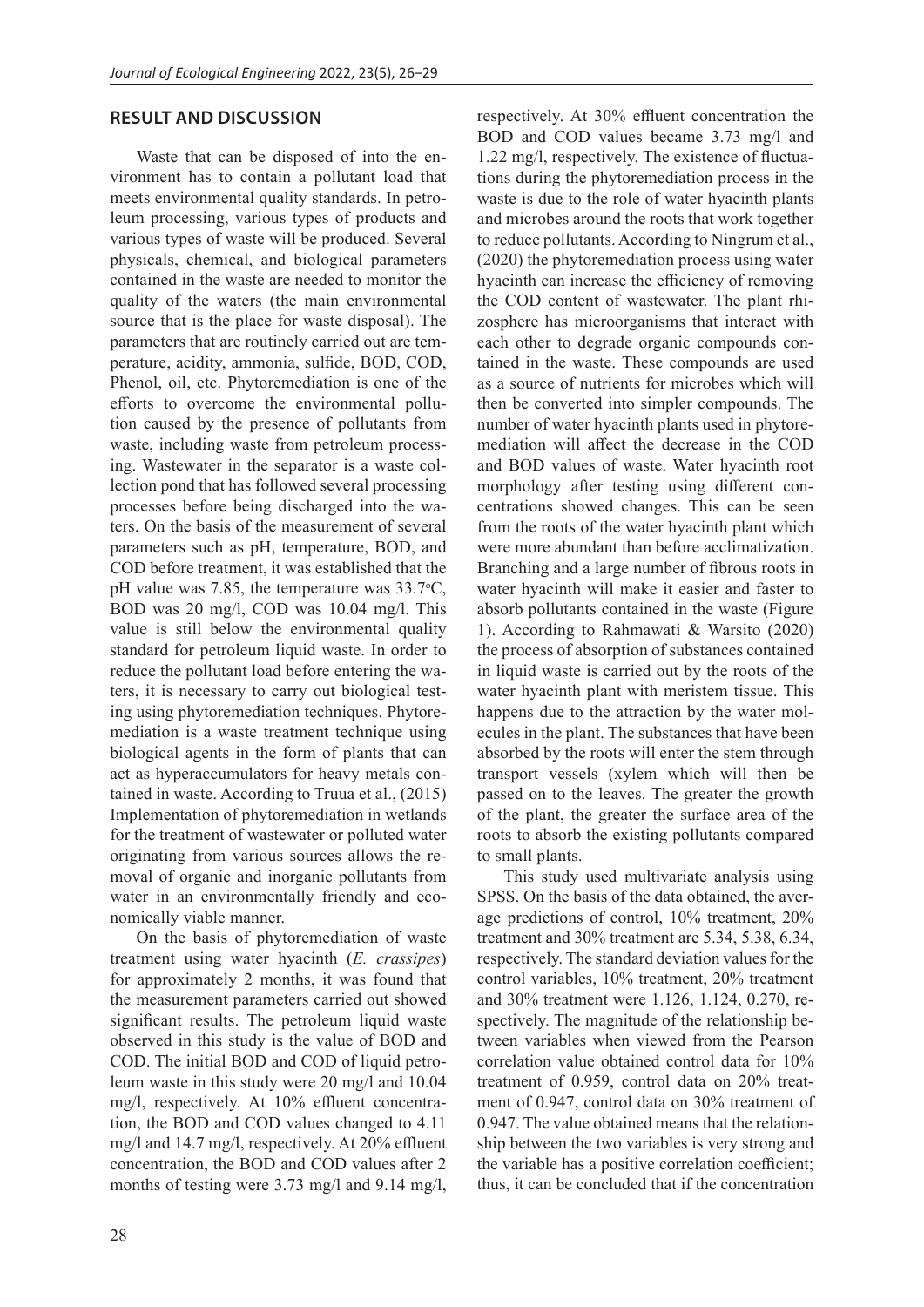## RESULT AND DISCUSSION

Waste that can be disposed of into the environment has to contain a pollutant load that meets environmental quality standards. In petroleum processing, various types of products and various types of waste will be produced. Several physicals, chemical, and biological parameters contained in the waste are needed to monitor the quality of the waters (the main environmental source that is the place for waste disposal). The parameters that are routinely carried out are temperature, acidity, ammonia, sulfide, BOD, COD, Phenol, oil, etc. Phytoremediation is one of the efforts to overcome the environmental pollution caused by the presence of pollutants from waste, including waste from petroleum processing. Wastewater in the separator is a waste collection pond that has followed several processing processes before being discharged into the waters. On the basis of the measurement of several parameters such as pH, temperature, BOD, and COD before treatment, it was established that the pH value was 7.85, the temperature was 33.7°C, BOD was 20 mg/l, COD was 10.04 mg/l. This value is still below the environmental quality standard for petroleum liquid waste. In order to reduce the pollutant load before entering the waters, it is necessary to carry out biological testing using phytoremediation techniques. Phytoremediation is a waste treatment technique using biological agents in the form of plants that can act as hyperaccumulators for heavy metals contained in waste. According to Truua et al., (2015) Implementation of phytoremediation in wetlands for the treatment of wastewater or polluted water originating from various sources allows the removal of organic and inorganic pollutants from water in an environmentally friendly and economically viable manner.

On the basis of phytoremediation of waste treatment using water hyacinth (*E. crassipes*) for approximately 2 months, it was found that the measurement parameters carried out showed significant results. The petroleum liquid waste observed in this study is the value of BOD and COD. The initial BOD and COD of liquid petroleum waste in this study were 20 mg/l and 10.04 mg/l, respectively. At 10% effluent concentration, the BOD and COD values changed to 4.11 mg/l and 14.7 mg/l, respectively. At 20% effluent concentration, the BOD and COD values after 2 months of testing were 3.73 mg/l and 9.14 mg/l, respectively. At 30% effluent concentration the BOD and COD values became 3.73 mg/l and 1.22 mg/l, respectively. The existence of fluctuations during the phytoremediation process in the waste is due to the role of water hyacinth plants and microbes around the roots that work together to reduce pollutants. According to Ningrum et al., (2020) the phytoremediation process using water hyacinth can increase the efficiency of removing the COD content of wastewater. The plant rhizosphere has microorganisms that interact with each other to degrade organic compounds contained in the waste. These compounds are used as a source of nutrients for microbes which will then be converted into simpler compounds. The number of water hyacinth plants used in phytoremediation will affect the decrease in the COD and BOD values of waste. Water hyacinth root morphology after testing using different concentrations showed changes. This can be seen from the roots of the water hyacinth plant which were more abundant than before acclimatization. Branching and a large number of fibrous roots in water hyacinth will make it easier and faster to absorb pollutants contained in the waste (Figure 1). According to Rahmawati & Warsito (2020) the process of absorption of substances contained in liquid waste is carried out by the roots of the water hyacinth plant with meristem tissue. This happens due to the attraction by the water molecules in the plant. The substances that have been absorbed by the roots will enter the stem through transport vessels (xylem which will then be passed on to the leaves. The greater the growth of the plant, the greater the surface area of the roots to absorb the existing pollutants compared to small plants.

This study used multivariate analysis using SPSS. On the basis of the data obtained, the average predictions of control, 10% treatment, 20% treatment and 30% treatment are 5.34, 5.38, 6.34, respectively. The standard deviation values for the control variables, 10% treatment, 20% treatment and 30% treatment were 1.126, 1.124, 0.270, respectively. The magnitude of the relationship between variables when viewed from the Pearson correlation value obtained control data for 10% treatment of 0.959, control data on 20% treatment of 0.947, control data on 30% treatment of 0.947. The value obtained means that the relationship between the two variables is very strong and the variable has a positive correlation coefficient; thus, it can be concluded that if the concentration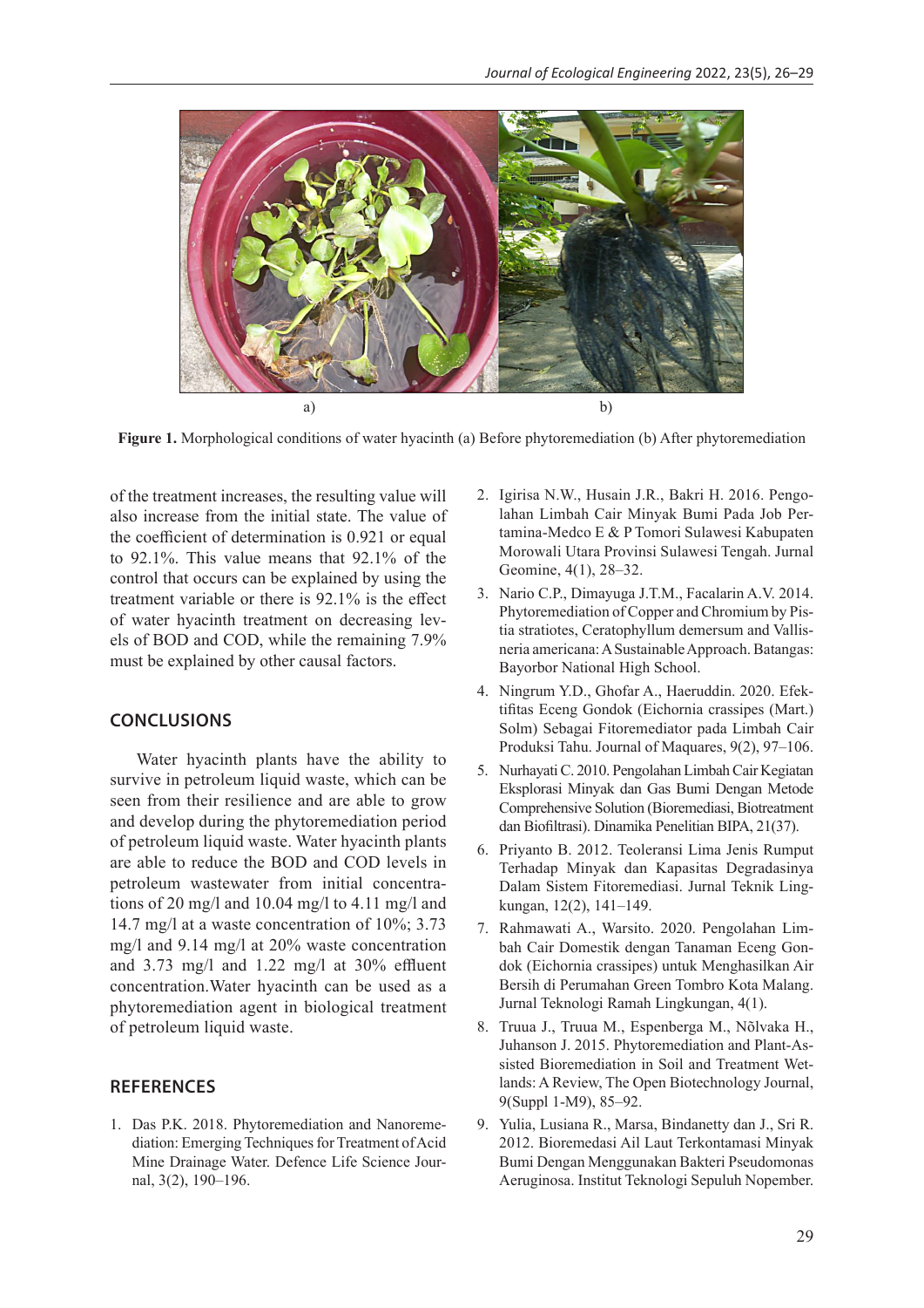a) b)

**Figure 1.** Morphological conditions of water hyacinth (a) Before phytoremediation (b) After phytoremediation

of the treatment increases, the resulting value will also increase from the initial state. The value of the coefficient of determination is 0.921 or equal to 92.1%. This value means that 92.1% of the control that occurs can be explained by using the treatment variable or there is 92.1% is the effect of water hyacinth treatment on decreasing levels of BOD and COD, while the remaining 7.9% must be explained by other causal factors.

## CONCLUSIONS

Water hyacinth plants have the ability to survive in petroleum liquid waste, which can be seen from their resilience and are able to grow and develop during the phytoremediation period of petroleum liquid waste. Water hyacinth plants are able to reduce the BOD and COD levels in petroleum wastewater from initial concentrations of 20 mg/l and 10.04 mg/l to 4.11 mg/l and 14.7 mg/l at a waste concentration of 10%; 3.73 mg/l and 9.14 mg/l at 20% waste concentration and 3.73 mg/l and 1.22 mg/l at 30% effluent concentration.Water hyacinth can be used as a phytoremediation agent in biological treatment of petroleum liquid waste.

## REFERENCES

1. Das P.K. 2018. Phytoremediation and Nanoremediation: Emerging Techniques for Treatment of Acid Mine Drainage Water. Defence Life Science Journal, 3(2), 190–196.
2. Igirisa N.W., Husain J.R., Bakri H. 2016. Pengolahan Limbah Cair Minyak Bumi Pada Job Pertamina-Medco E & P Tomori Sulawesi Kabupaten Morowali Utara Provinsi Sulawesi Tengah. Jurnal Geomine, 4(1), 28–32.
3. Nario C.P., Dimayuga J.T.M., Facalarin A.V. 2014. Phytoremediation of Copper and Chromium by Pistia stratiotes, Ceratophyllum demersum and Vallisneria americana: A Sustainable Approach. Batangas: Bayorbor National High School.
4. Ningrum Y.D., Ghofar A., Haeruddin. 2020. Efektifitas Eceng Gondok (Eichornia crassipes (Mart.) Solm) Sebagai Fitoremediator pada Limbah Cair Produksi Tahu. Journal of Maquares, 9(2), 97–106.
5. Nurhayati C. 2010. Pengolahan Limbah Cair Kegiatan Eksplorasi Minyak dan Gas Bumi Dengan Metode Comprehensive Solution (Bioremediasi, Biotreatment dan Biofiltrasi). Dinamika Penelitian BIPA, 21(37).
6. Priyanto B. 2012. Teoleransi Lima Jenis Rumput Terhadap Minyak dan Kapasitas Degradasinya Dalam Sistem Fitoremediasi. Jurnal Teknik Lingkungan, 12(2), 141–149.
7. Rahmawati A., Warsito. 2020. Pengolahan Limbah Cair Domestik dengan Tanaman Eceng Gondok (Eichornia crassipes) untuk Menghasilkan Air Bersih di Perumahan Green Tombro Kota Malang. Jurnal Teknologi Ramah Lingkungan, 4(1).
8. Truua J., Truua M., Espenberga M., Nõlvaka H., Juhanson J. 2015. Phytoremediation and Plant-Assisted Bioremediation in Soil and Treatment Wetlands: A Review, The Open Biotechnology Journal, 9(Suppl 1-M9), 85–92.
9. Yulia, Lusiana R., Marsa, Bindanetty dan J., Sri R. 2012. Bioremedasi Ail Laut Terkontamasi Minyak Bumi Dengan Menggunakan Bakteri Pseudomonas Aeruginosa. Institut Teknologi Sepuluh Nopember.